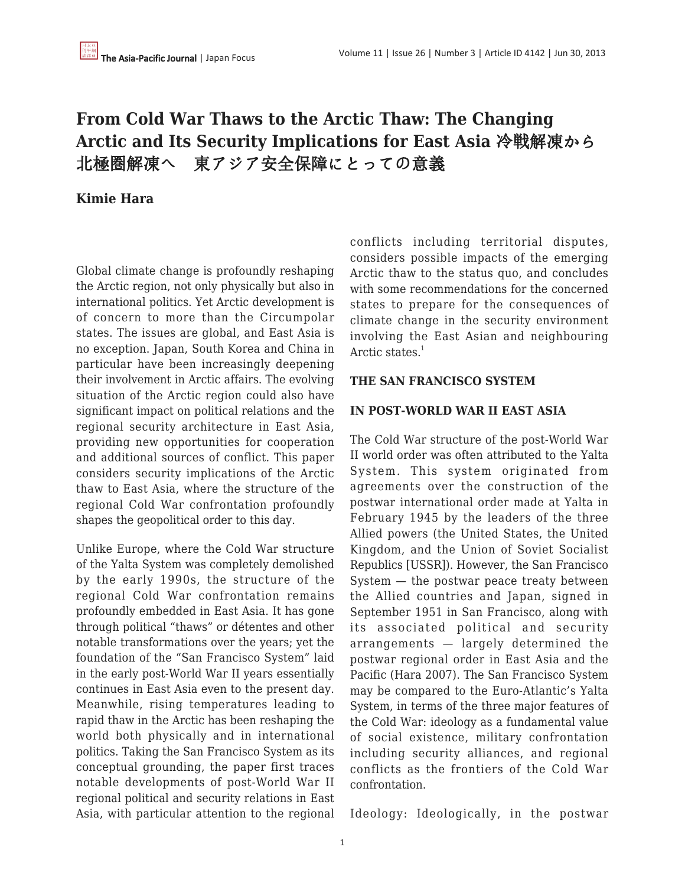# From Cold War Thaws to the Arctic Thaw: The Changing Arctic and Its Security Implications for East Asia 冷戦解凍から北極圏解凍へ　東アジア安全保障にとっての意義

**Kimie Hara**

Global climate change is profoundly reshaping the Arctic region, not only physically but also in international politics. Yet Arctic development is of concern to more than the Circumpolar states. The issues are global, and East Asia is no exception. Japan, South Korea and China in particular have been increasingly deepening their involvement in Arctic affairs. The evolving situation of the Arctic region could also have significant impact on political relations and the regional security architecture in East Asia, providing new opportunities for cooperation and additional sources of conflict. This paper considers security implications of the Arctic thaw to East Asia, where the structure of the regional Cold War confrontation profoundly shapes the geopolitical order to this day.

Unlike Europe, where the Cold War structure of the Yalta System was completely demolished by the early 1990s, the structure of the regional Cold War confrontation remains profoundly embedded in East Asia. It has gone through political "thaws" or détentes and other notable transformations over the years; yet the foundation of the "San Francisco System" laid in the early post-World War II years essentially continues in East Asia even to the present day. Meanwhile, rising temperatures leading to rapid thaw in the Arctic has been reshaping the world both physically and in international politics. Taking the San Francisco System as its conceptual grounding, the paper first traces notable developments of post-World War II regional political and security relations in East Asia, with particular attention to the regional conflicts including territorial disputes, considers possible impacts of the emerging Arctic thaw to the status quo, and concludes with some recommendations for the concerned states to prepare for the consequences of climate change in the security environment involving the East Asian and neighbouring Arctic states.[1]

## THE SAN FRANCISCO SYSTEM IN POST-WORLD WAR II EAST ASIA

The Cold War structure of the post-World War II world order was often attributed to the Yalta System. This system originated from agreements over the construction of the postwar international order made at Yalta in February 1945 by the leaders of the three Allied powers (the United States, the United Kingdom, and the Union of Soviet Socialist Republics [USSR]). However, the San Francisco System — the postwar peace treaty between the Allied countries and Japan, signed in September 1951 in San Francisco, along with its associated political and security arrangements — largely determined the postwar regional order in East Asia and the Pacific (Hara 2007). The San Francisco System may be compared to the Euro-Atlantic's Yalta System, in terms of the three major features of the Cold War: ideology as a fundamental value of social existence, military confrontation including security alliances, and regional conflicts as the frontiers of the Cold War confrontation.

Ideology: Ideologically, in the postwar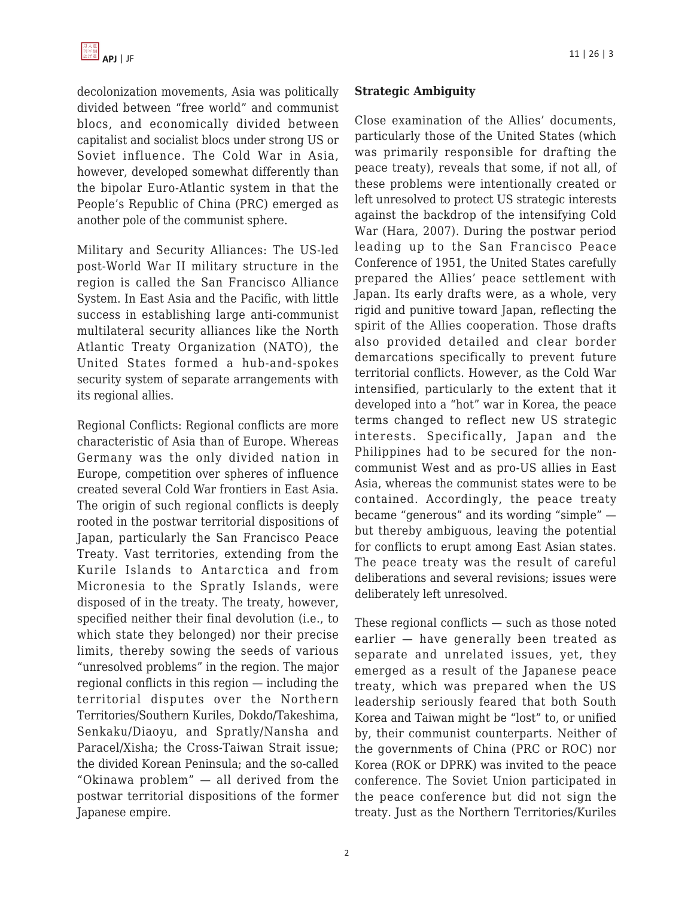decolonization movements, Asia was politically divided between "free world" and communist blocs, and economically divided between capitalist and socialist blocs under strong US or Soviet influence. The Cold War in Asia, however, developed somewhat differently than the bipolar Euro-Atlantic system in that the People's Republic of China (PRC) emerged as another pole of the communist sphere.

Military and Security Alliances: The US-led post-World War II military structure in the region is called the San Francisco Alliance System. In East Asia and the Pacific, with little success in establishing large anti-communist multilateral security alliances like the North Atlantic Treaty Organization (NATO), the United States formed a hub-and-spokes security system of separate arrangements with its regional allies.

Regional Conflicts: Regional conflicts are more characteristic of Asia than of Europe. Whereas Germany was the only divided nation in Europe, competition over spheres of influence created several Cold War frontiers in East Asia. The origin of such regional conflicts is deeply rooted in the postwar territorial dispositions of Japan, particularly the San Francisco Peace Treaty. Vast territories, extending from the Kurile Islands to Antarctica and from Micronesia to the Spratly Islands, were disposed of in the treaty. The treaty, however, specified neither their final devolution (i.e., to which state they belonged) nor their precise limits, thereby sowing the seeds of various "unresolved problems" in the region. The major regional conflicts in this region — including the territorial disputes over the Northern Territories/Southern Kuriles, Dokdo/Takeshima, Senkaku/Diaoyu, and Spratly/Nansha and Paracel/Xisha; the Cross-Taiwan Strait issue; the divided Korean Peninsula; and the so-called "Okinawa problem" — all derived from the postwar territorial dispositions of the former Japanese empire.

## Strategic Ambiguity

Close examination of the Allies' documents, particularly those of the United States (which was primarily responsible for drafting the peace treaty), reveals that some, if not all, of these problems were intentionally created or left unresolved to protect US strategic interests against the backdrop of the intensifying Cold War (Hara, 2007). During the postwar period leading up to the San Francisco Peace Conference of 1951, the United States carefully prepared the Allies' peace settlement with Japan. Its early drafts were, as a whole, very rigid and punitive toward Japan, reflecting the spirit of the Allies cooperation. Those drafts also provided detailed and clear border demarcations specifically to prevent future territorial conflicts. However, as the Cold War intensified, particularly to the extent that it developed into a "hot" war in Korea, the peace terms changed to reflect new US strategic interests. Specifically, Japan and the Philippines had to be secured for the non-communist West and as pro-US allies in East Asia, whereas the communist states were to be contained. Accordingly, the peace treaty became "generous" and its wording "simple" — but thereby ambiguous, leaving the potential for conflicts to erupt among East Asian states. The peace treaty was the result of careful deliberations and several revisions; issues were deliberately left unresolved.

These regional conflicts — such as those noted earlier — have generally been treated as separate and unrelated issues, yet, they emerged as a result of the Japanese peace treaty, which was prepared when the US leadership seriously feared that both South Korea and Taiwan might be "lost" to, or unified by, their communist counterparts. Neither of the governments of China (PRC or ROC) nor Korea (ROK or DPRK) was invited to the peace conference. The Soviet Union participated in the peace conference but did not sign the treaty. Just as the Northern Territories/Kuriles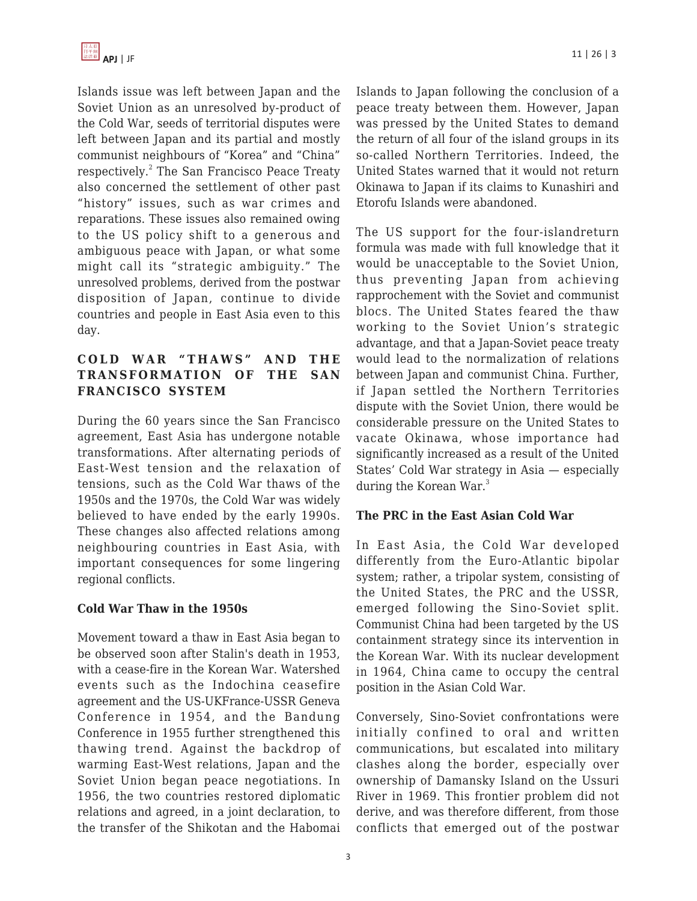Islands issue was left between Japan and the Soviet Union as an unresolved by-product of the Cold War, seeds of territorial disputes were left between Japan and its partial and mostly communist neighbours of "Korea" and "China" respectively.[2] The San Francisco Peace Treaty also concerned the settlement of other past "history" issues, such as war crimes and reparations. These issues also remained owing to the US policy shift to a generous and ambiguous peace with Japan, or what some might call its "strategic ambiguity." The unresolved problems, derived from the postwar disposition of Japan, continue to divide countries and people in East Asia even to this day.

## COLD WAR "THAWS" AND THE TRANSFORMATION OF THE SAN FRANCISCO SYSTEM

During the 60 years since the San Francisco agreement, East Asia has undergone notable transformations. After alternating periods of East-West tension and the relaxation of tensions, such as the Cold War thaws of the 1950s and the 1970s, the Cold War was widely believed to have ended by the early 1990s. These changes also affected relations among neighbouring countries in East Asia, with important consequences for some lingering regional conflicts.

### Cold War Thaw in the 1950s

Movement toward a thaw in East Asia began to be observed soon after Stalin's death in 1953, with a cease-fire in the Korean War. Watershed events such as the Indochina ceasefire agreement and the US-UKFrance-USSR Geneva Conference in 1954, and the Bandung Conference in 1955 further strengthened this thawing trend. Against the backdrop of warming East-West relations, Japan and the Soviet Union began peace negotiations. In 1956, the two countries restored diplomatic relations and agreed, in a joint declaration, to the transfer of the Shikotan and the Habomai Islands to Japan following the conclusion of a peace treaty between them. However, Japan was pressed by the United States to demand the return of all four of the island groups in its so-called Northern Territories. Indeed, the United States warned that it would not return Okinawa to Japan if its claims to Kunashiri and Etorofu Islands were abandoned.

The US support for the four-islandreturn formula was made with full knowledge that it would be unacceptable to the Soviet Union, thus preventing Japan from achieving rapprochement with the Soviet and communist blocs. The United States feared the thaw working to the Soviet Union's strategic advantage, and that a Japan-Soviet peace treaty would lead to the normalization of relations between Japan and communist China. Further, if Japan settled the Northern Territories dispute with the Soviet Union, there would be considerable pressure on the United States to vacate Okinawa, whose importance had significantly increased as a result of the United States' Cold War strategy in Asia — especially during the Korean War.[3]

### The PRC in the East Asian Cold War

In East Asia, the Cold War developed differently from the Euro-Atlantic bipolar system; rather, a tripolar system, consisting of the United States, the PRC and the USSR, emerged following the Sino-Soviet split. Communist China had been targeted by the US containment strategy since its intervention in the Korean War. With its nuclear development in 1964, China came to occupy the central position in the Asian Cold War.

Conversely, Sino-Soviet confrontations were initially confined to oral and written communications, but escalated into military clashes along the border, especially over ownership of Damansky Island on the Ussuri River in 1969. This frontier problem did not derive, and was therefore different, from those conflicts that emerged out of the postwar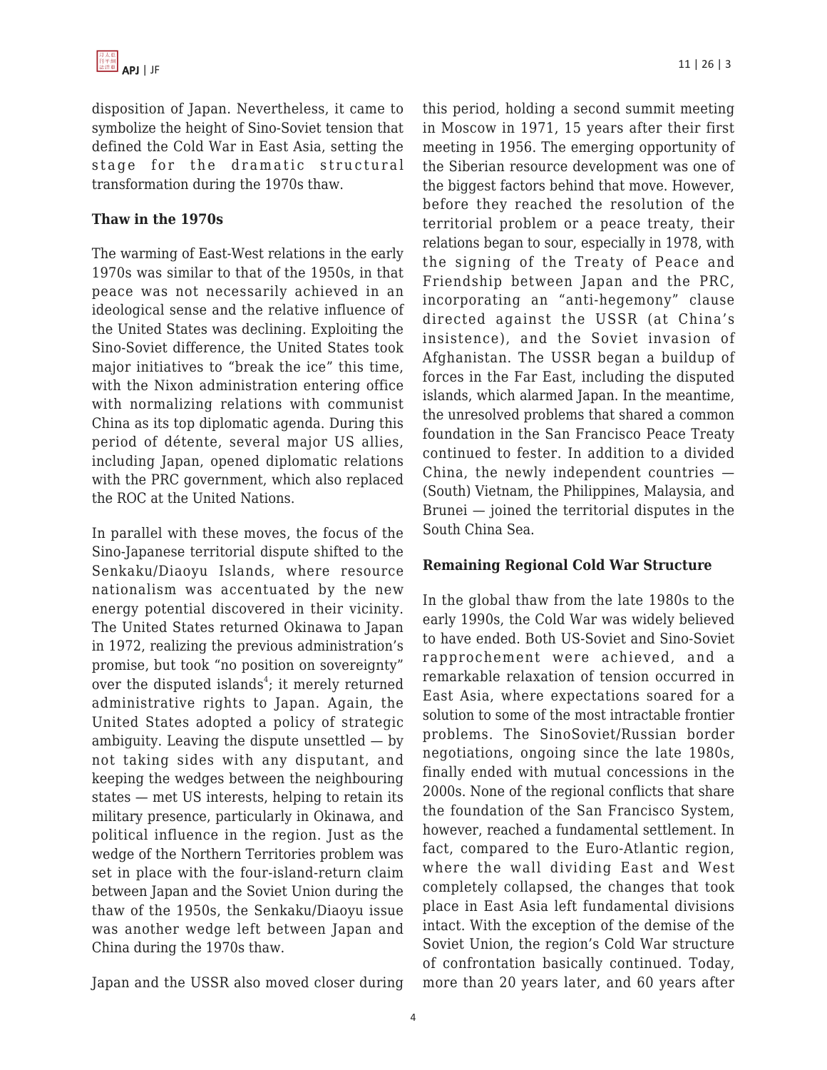disposition of Japan. Nevertheless, it came to symbolize the height of Sino-Soviet tension that defined the Cold War in East Asia, setting the stage for the dramatic structural transformation during the 1970s thaw.

**Thaw in the 1970s**

The warming of East-West relations in the early 1970s was similar to that of the 1950s, in that peace was not necessarily achieved in an ideological sense and the relative influence of the United States was declining. Exploiting the Sino-Soviet difference, the United States took major initiatives to "break the ice" this time, with the Nixon administration entering office with normalizing relations with communist China as its top diplomatic agenda. During this period of détente, several major US allies, including Japan, opened diplomatic relations with the PRC government, which also replaced the ROC at the United Nations.

In parallel with these moves, the focus of the Sino-Japanese territorial dispute shifted to the Senkaku/Diaoyu Islands, where resource nationalism was accentuated by the new energy potential discovered in their vicinity. The United States returned Okinawa to Japan in 1972, realizing the previous administration's promise, but took "no position on sovereignty" over the disputed islands[4]; it merely returned administrative rights to Japan. Again, the United States adopted a policy of strategic ambiguity. Leaving the dispute unsettled — by not taking sides with any disputant, and keeping the wedges between the neighbouring states — met US interests, helping to retain its military presence, particularly in Okinawa, and political influence in the region. Just as the wedge of the Northern Territories problem was set in place with the four-island-return claim between Japan and the Soviet Union during the thaw of the 1950s, the Senkaku/Diaoyu issue was another wedge left between Japan and China during the 1970s thaw.

Japan and the USSR also moved closer during this period, holding a second summit meeting in Moscow in 1971, 15 years after their first meeting in 1956. The emerging opportunity of the Siberian resource development was one of the biggest factors behind that move. However, before they reached the resolution of the territorial problem or a peace treaty, their relations began to sour, especially in 1978, with the signing of the Treaty of Peace and Friendship between Japan and the PRC, incorporating an "anti-hegemony" clause directed against the USSR (at China's insistence), and the Soviet invasion of Afghanistan. The USSR began a buildup of forces in the Far East, including the disputed islands, which alarmed Japan. In the meantime, the unresolved problems that shared a common foundation in the San Francisco Peace Treaty continued to fester. In addition to a divided China, the newly independent countries — (South) Vietnam, the Philippines, Malaysia, and Brunei — joined the territorial disputes in the South China Sea.

**Remaining Regional Cold War Structure**

In the global thaw from the late 1980s to the early 1990s, the Cold War was widely believed to have ended. Both US-Soviet and Sino-Soviet rapprochement were achieved, and a remarkable relaxation of tension occurred in East Asia, where expectations soared for a solution to some of the most intractable frontier problems. The SinoSoviet/Russian border negotiations, ongoing since the late 1980s, finally ended with mutual concessions in the 2000s. None of the regional conflicts that share the foundation of the San Francisco System, however, reached a fundamental settlement. In fact, compared to the Euro-Atlantic region, where the wall dividing East and West completely collapsed, the changes that took place in East Asia left fundamental divisions intact. With the exception of the demise of the Soviet Union, the region's Cold War structure of confrontation basically continued. Today, more than 20 years later, and 60 years after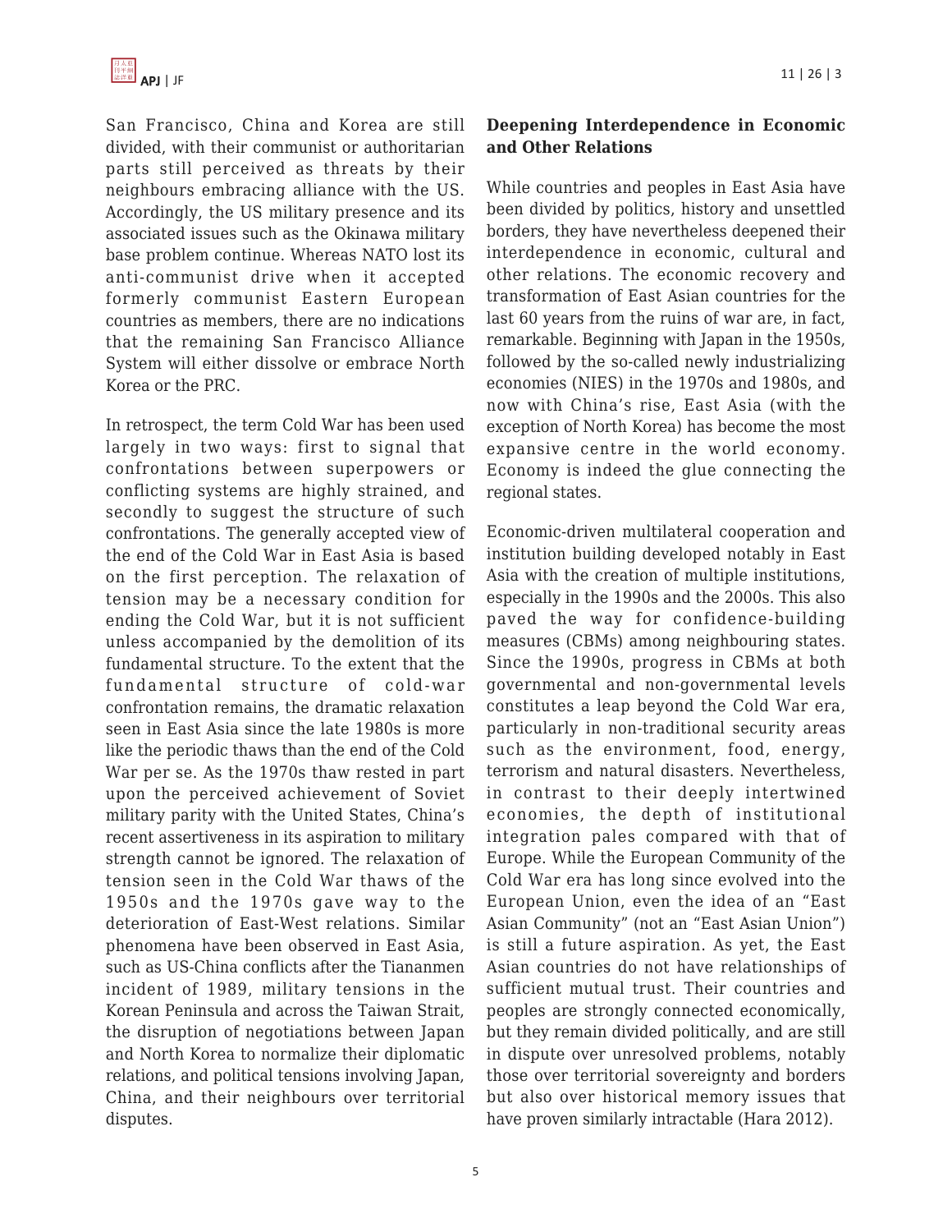San Francisco, China and Korea are still divided, with their communist or authoritarian parts still perceived as threats by their neighbours embracing alliance with the US. Accordingly, the US military presence and its associated issues such as the Okinawa military base problem continue. Whereas NATO lost its anti-communist drive when it accepted formerly communist Eastern European countries as members, there are no indications that the remaining San Francisco Alliance System will either dissolve or embrace North Korea or the PRC.

In retrospect, the term Cold War has been used largely in two ways: first to signal that confrontations between superpowers or conflicting systems are highly strained, and secondly to suggest the structure of such confrontations. The generally accepted view of the end of the Cold War in East Asia is based on the first perception. The relaxation of tension may be a necessary condition for ending the Cold War, but it is not sufficient unless accompanied by the demolition of its fundamental structure. To the extent that the fundamental structure of cold-war confrontation remains, the dramatic relaxation seen in East Asia since the late 1980s is more like the periodic thaws than the end of the Cold War per se. As the 1970s thaw rested in part upon the perceived achievement of Soviet military parity with the United States, China's recent assertiveness in its aspiration to military strength cannot be ignored. The relaxation of tension seen in the Cold War thaws of the 1950s and the 1970s gave way to the deterioration of East-West relations. Similar phenomena have been observed in East Asia, such as US-China conflicts after the Tiananmen incident of 1989, military tensions in the Korean Peninsula and across the Taiwan Strait, the disruption of negotiations between Japan and North Korea to normalize their diplomatic relations, and political tensions involving Japan, China, and their neighbours over territorial disputes.

## Deepening Interdependence in Economic and Other Relations

While countries and peoples in East Asia have been divided by politics, history and unsettled borders, they have nevertheless deepened their interdependence in economic, cultural and other relations. The economic recovery and transformation of East Asian countries for the last 60 years from the ruins of war are, in fact, remarkable. Beginning with Japan in the 1950s, followed by the so-called newly industrializing economies (NIES) in the 1970s and 1980s, and now with China's rise, East Asia (with the exception of North Korea) has become the most expansive centre in the world economy. Economy is indeed the glue connecting the regional states.

Economic-driven multilateral cooperation and institution building developed notably in East Asia with the creation of multiple institutions, especially in the 1990s and the 2000s. This also paved the way for confidence-building measures (CBMs) among neighbouring states. Since the 1990s, progress in CBMs at both governmental and non-governmental levels constitutes a leap beyond the Cold War era, particularly in non-traditional security areas such as the environment, food, energy, terrorism and natural disasters. Nevertheless, in contrast to their deeply intertwined economies, the depth of institutional integration pales compared with that of Europe. While the European Community of the Cold War era has long since evolved into the European Union, even the idea of an "East Asian Community" (not an "East Asian Union") is still a future aspiration. As yet, the East Asian countries do not have relationships of sufficient mutual trust. Their countries and peoples are strongly connected economically, but they remain divided politically, and are still in dispute over unresolved problems, notably those over territorial sovereignty and borders but also over historical memory issues that have proven similarly intractable (Hara 2012).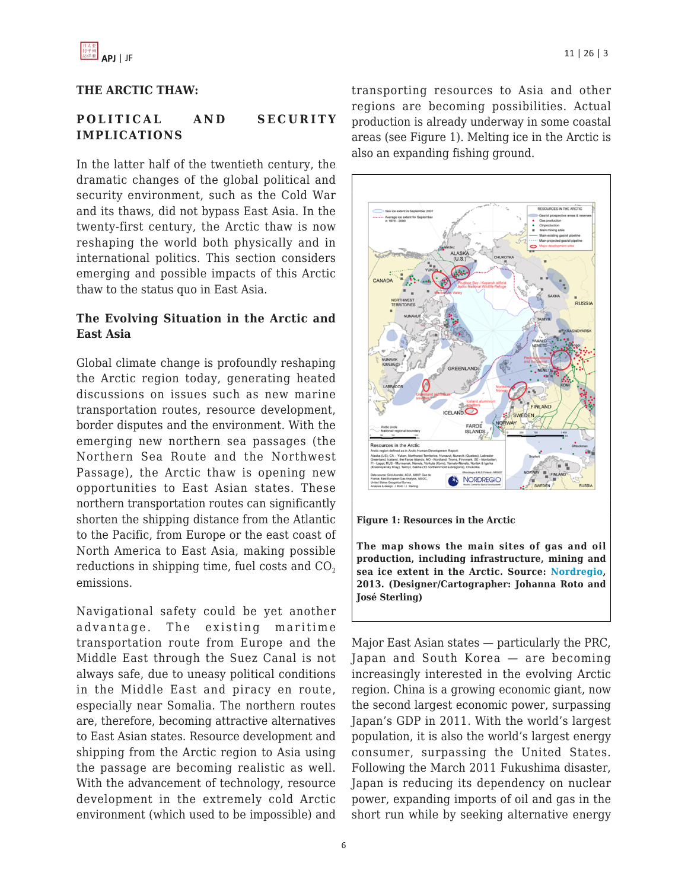# THE ARCTIC THAW:

## POLITICAL AND SECURITY IMPLICATIONS

In the latter half of the twentieth century, the dramatic changes of the global political and security environment, such as the Cold War and its thaws, did not bypass East Asia. In the twenty-first century, the Arctic thaw is now reshaping the world both physically and in international politics. This section considers emerging and possible impacts of this Arctic thaw to the status quo in East Asia.

### The Evolving Situation in the Arctic and East Asia

Global climate change is profoundly reshaping the Arctic region today, generating heated discussions on issues such as new marine transportation routes, resource development, border disputes and the environment. With the emerging new northern sea passages (the Northern Sea Route and the Northwest Passage), the Arctic thaw is opening new opportunities to East Asian states. These northern transportation routes can significantly shorten the shipping distance from the Atlantic to the Pacific, from Europe or the east coast of North America to East Asia, making possible reductions in shipping time, fuel costs and $CO_2$ emissions.

Navigational safety could be yet another advantage. The existing maritime transportation route from Europe and the Middle East through the Suez Canal is not always safe, due to uneasy political conditions in the Middle East and piracy en route, especially near Somalia. The northern routes are, therefore, becoming attractive alternatives to East Asian states. Resource development and shipping from the Arctic region to Asia using the passage are becoming realistic as well. With the advancement of technology, resource development in the extremely cold Arctic environment (which used to be impossible) and transporting resources to Asia and other regions are becoming possibilities. Actual production is already underway in some coastal areas (see Figure 1). Melting ice in the Arctic is also an expanding fishing ground.

**Figure 1: Resources in the Arctic**

**The map shows the main sites of gas and oil production, including infrastructure, mining and sea ice extent in the Arctic. Source: Nordregio, 2013. (Designer/Cartographer: Johanna Roto and José Sterling)**

Major East Asian states — particularly the PRC, Japan and South Korea — are becoming increasingly interested in the evolving Arctic region. China is a growing economic giant, now the second largest economic power, surpassing Japan's GDP in 2011. With the world's largest population, it is also the world's largest energy consumer, surpassing the United States. Following the March 2011 Fukushima disaster, Japan is reducing its dependency on nuclear power, expanding imports of oil and gas in the short run while by seeking alternative energy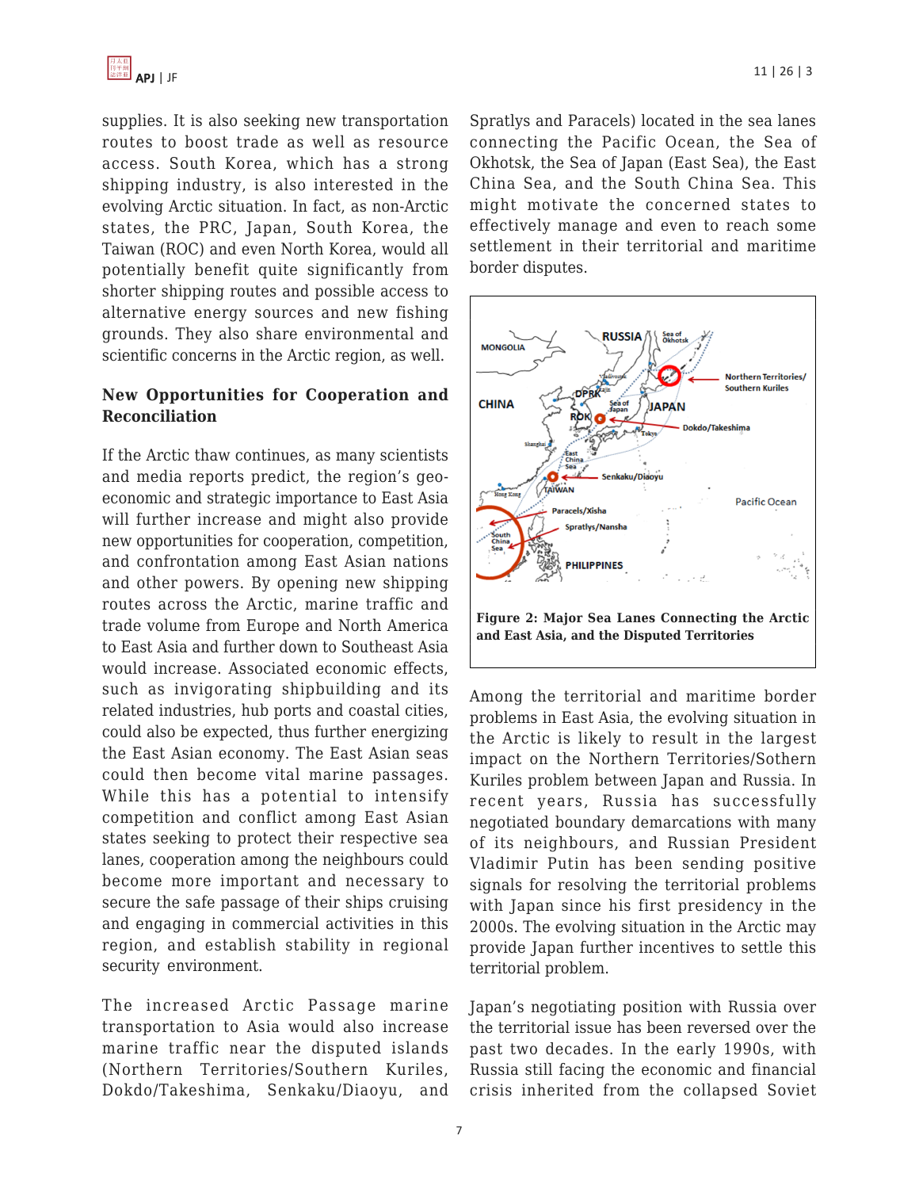supplies. It is also seeking new transportation routes to boost trade as well as resource access. South Korea, which has a strong shipping industry, is also interested in the evolving Arctic situation. In fact, as non-Arctic states, the PRC, Japan, South Korea, the Taiwan (ROC) and even North Korea, would all potentially benefit quite significantly from shorter shipping routes and possible access to alternative energy sources and new fishing grounds. They also share environmental and scientific concerns in the Arctic region, as well.

## New Opportunities for Cooperation and Reconciliation

If the Arctic thaw continues, as many scientists and media reports predict, the region's geo-economic and strategic importance to East Asia will further increase and might also provide new opportunities for cooperation, competition, and confrontation among East Asian nations and other powers. By opening new shipping routes across the Arctic, marine traffic and trade volume from Europe and North America to East Asia and further down to Southeast Asia would increase. Associated economic effects, such as invigorating shipbuilding and its related industries, hub ports and coastal cities, could also be expected, thus further energizing the East Asian economy. The East Asian seas could then become vital marine passages. While this has a potential to intensify competition and conflict among East Asian states seeking to protect their respective sea lanes, cooperation among the neighbours could become more important and necessary to secure the safe passage of their ships cruising and engaging in commercial activities in this region, and establish stability in regional security environment.

The increased Arctic Passage marine transportation to Asia would also increase marine traffic near the disputed islands (Northern Territories/Southern Kuriles, Dokdo/Takeshima, Senkaku/Diaoyu, and Spratlys and Paracels) located in the sea lanes connecting the Pacific Ocean, the Sea of Okhotsk, the Sea of Japan (East Sea), the East China Sea, and the South China Sea. This might motivate the concerned states to effectively manage and even to reach some settlement in their territorial and maritime border disputes.

MONGOLIA
RUSSIA
Sea of Okhotsk
Northern Territories/ Southern Kuriles
CHINA
DPRK
Sea of Japan
JAPAN
ROK
Dokdo/Takeshima
Tokyo
Shanghai
East China Sea
Senkaku/Diaoyu
Hong Kong
TAIWAN
Pacific Ocean
Paracels/Xisha
Spratlys/Nansha
South China Sea
PHILIPPINES

**Figure 2: Major Sea Lanes Connecting the Arctic and East Asia, and the Disputed Territories**

Among the territorial and maritime border problems in East Asia, the evolving situation in the Arctic is likely to result in the largest impact on the Northern Territories/Sothern Kuriles problem between Japan and Russia. In recent years, Russia has successfully negotiated boundary demarcations with many of its neighbours, and Russian President Vladimir Putin has been sending positive signals for resolving the territorial problems with Japan since his first presidency in the 2000s. The evolving situation in the Arctic may provide Japan further incentives to settle this territorial problem.

Japan's negotiating position with Russia over the territorial issue has been reversed over the past two decades. In the early 1990s, with Russia still facing the economic and financial crisis inherited from the collapsed Soviet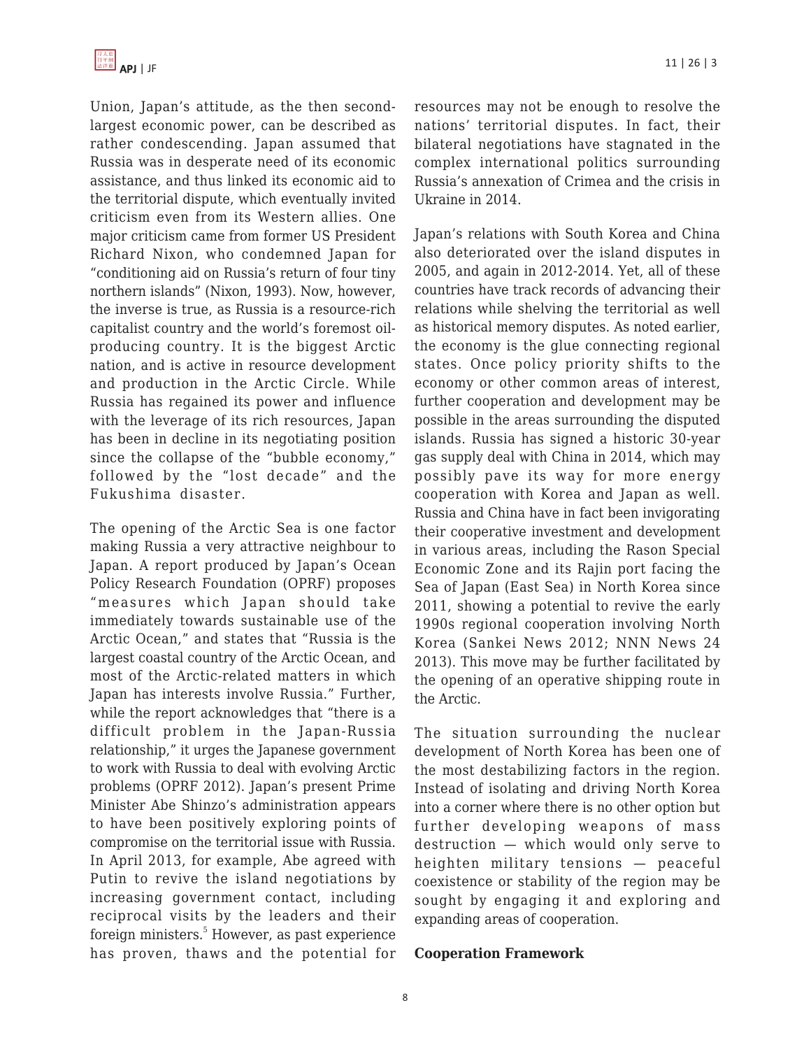Union, Japan's attitude, as the then second-largest economic power, can be described as rather condescending. Japan assumed that Russia was in desperate need of its economic assistance, and thus linked its economic aid to the territorial dispute, which eventually invited criticism even from its Western allies. One major criticism came from former US President Richard Nixon, who condemned Japan for "conditioning aid on Russia's return of four tiny northern islands" (Nixon, 1993). Now, however, the inverse is true, as Russia is a resource-rich capitalist country and the world's foremost oil-producing country. It is the biggest Arctic nation, and is active in resource development and production in the Arctic Circle. While Russia has regained its power and influence with the leverage of its rich resources, Japan has been in decline in its negotiating position since the collapse of the "bubble economy," followed by the "lost decade" and the Fukushima disaster.

The opening of the Arctic Sea is one factor making Russia a very attractive neighbour to Japan. A report produced by Japan's Ocean Policy Research Foundation (OPRF) proposes "measures which Japan should take immediately towards sustainable use of the Arctic Ocean," and states that "Russia is the largest coastal country of the Arctic Ocean, and most of the Arctic-related matters in which Japan has interests involve Russia." Further, while the report acknowledges that "there is a difficult problem in the Japan-Russia relationship," it urges the Japanese government to work with Russia to deal with evolving Arctic problems (OPRF 2012). Japan's present Prime Minister Abe Shinzo's administration appears to have been positively exploring points of compromise on the territorial issue with Russia. In April 2013, for example, Abe agreed with Putin to revive the island negotiations by increasing government contact, including reciprocal visits by the leaders and their foreign ministers.[5] However, as past experience has proven, thaws and the potential for resources may not be enough to resolve the nations' territorial disputes. In fact, their bilateral negotiations have stagnated in the complex international politics surrounding Russia's annexation of Crimea and the crisis in Ukraine in 2014.

Japan's relations with South Korea and China also deteriorated over the island disputes in 2005, and again in 2012-2014. Yet, all of these countries have track records of advancing their relations while shelving the territorial as well as historical memory disputes. As noted earlier, the economy is the glue connecting regional states. Once policy priority shifts to the economy or other common areas of interest, further cooperation and development may be possible in the areas surrounding the disputed islands. Russia has signed a historic 30-year gas supply deal with China in 2014, which may possibly pave its way for more energy cooperation with Korea and Japan as well. Russia and China have in fact been invigorating their cooperative investment and development in various areas, including the Rason Special Economic Zone and its Rajin port facing the Sea of Japan (East Sea) in North Korea since 2011, showing a potential to revive the early 1990s regional cooperation involving North Korea (Sankei News 2012; NNN News 24 2013). This move may be further facilitated by the opening of an operative shipping route in the Arctic.

The situation surrounding the nuclear development of North Korea has been one of the most destabilizing factors in the region. Instead of isolating and driving North Korea into a corner where there is no other option but further developing weapons of mass destruction — which would only serve to heighten military tensions — peaceful coexistence or stability of the region may be sought by engaging it and exploring and expanding areas of cooperation.

**Cooperation Framework**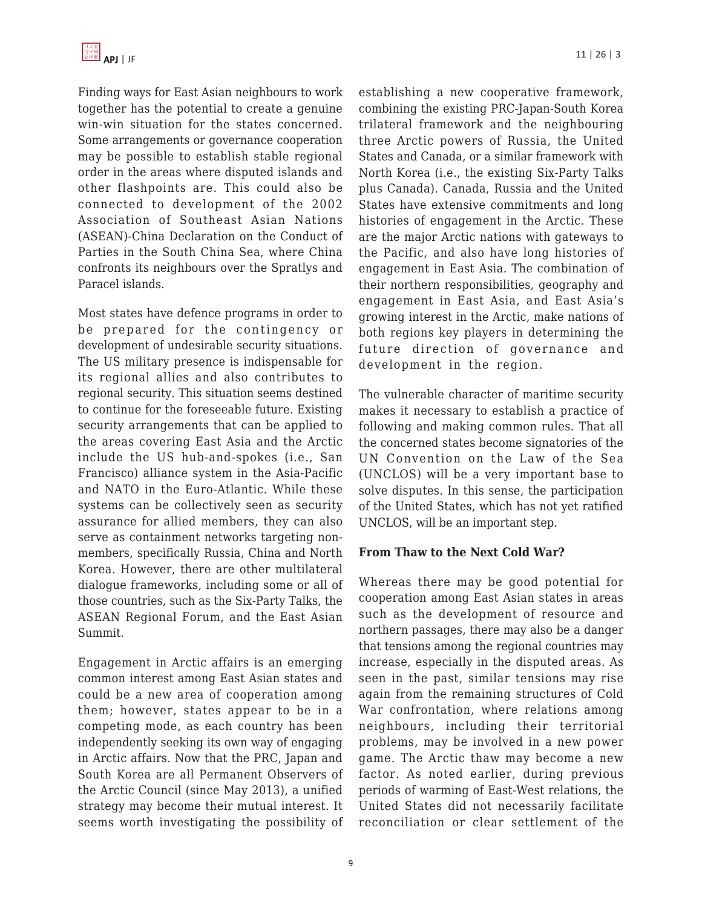Finding ways for East Asian neighbours to work together has the potential to create a genuine win-win situation for the states concerned. Some arrangements or governance cooperation may be possible to establish stable regional order in the areas where disputed islands and other flashpoints are. This could also be connected to development of the 2002 Association of Southeast Asian Nations (ASEAN)-China Declaration on the Conduct of Parties in the South China Sea, where China confronts its neighbours over the Spratlys and Paracel islands.

Most states have defence programs in order to be prepared for the contingency or development of undesirable security situations. The US military presence is indispensable for its regional allies and also contributes to regional security. This situation seems destined to continue for the foreseeable future. Existing security arrangements that can be applied to the areas covering East Asia and the Arctic include the US hub-and-spokes (i.e., San Francisco) alliance system in the Asia-Pacific and NATO in the Euro-Atlantic. While these systems can be collectively seen as security assurance for allied members, they can also serve as containment networks targeting non-members, specifically Russia, China and North Korea. However, there are other multilateral dialogue frameworks, including some or all of those countries, such as the Six-Party Talks, the ASEAN Regional Forum, and the East Asian Summit.

Engagement in Arctic affairs is an emerging common interest among East Asian states and could be a new area of cooperation among them; however, states appear to be in a competing mode, as each country has been independently seeking its own way of engaging in Arctic affairs. Now that the PRC, Japan and South Korea are all Permanent Observers of the Arctic Council (since May 2013), a unified strategy may become their mutual interest. It seems worth investigating the possibility of establishing a new cooperative framework, combining the existing PRC-Japan-South Korea trilateral framework and the neighbouring three Arctic powers of Russia, the United States and Canada, or a similar framework with North Korea (i.e., the existing Six-Party Talks plus Canada). Canada, Russia and the United States have extensive commitments and long histories of engagement in the Arctic. These are the major Arctic nations with gateways to the Pacific, and also have long histories of engagement in East Asia. The combination of their northern responsibilities, geography and engagement in East Asia, and East Asia's growing interest in the Arctic, make nations of both regions key players in determining the future direction of governance and development in the region.

The vulnerable character of maritime security makes it necessary to establish a practice of following and making common rules. That all the concerned states become signatories of the UN Convention on the Law of the Sea (UNCLOS) will be a very important base to solve disputes. In this sense, the participation of the United States, which has not yet ratified UNCLOS, will be an important step.

**From Thaw to the Next Cold War?**

Whereas there may be good potential for cooperation among East Asian states in areas such as the development of resource and northern passages, there may also be a danger that tensions among the regional countries may increase, especially in the disputed areas. As seen in the past, similar tensions may rise again from the remaining structures of Cold War confrontation, where relations among neighbours, including their territorial problems, may be involved in a new power game. The Arctic thaw may become a new factor. As noted earlier, during previous periods of warming of East-West relations, the United States did not necessarily facilitate reconciliation or clear settlement of the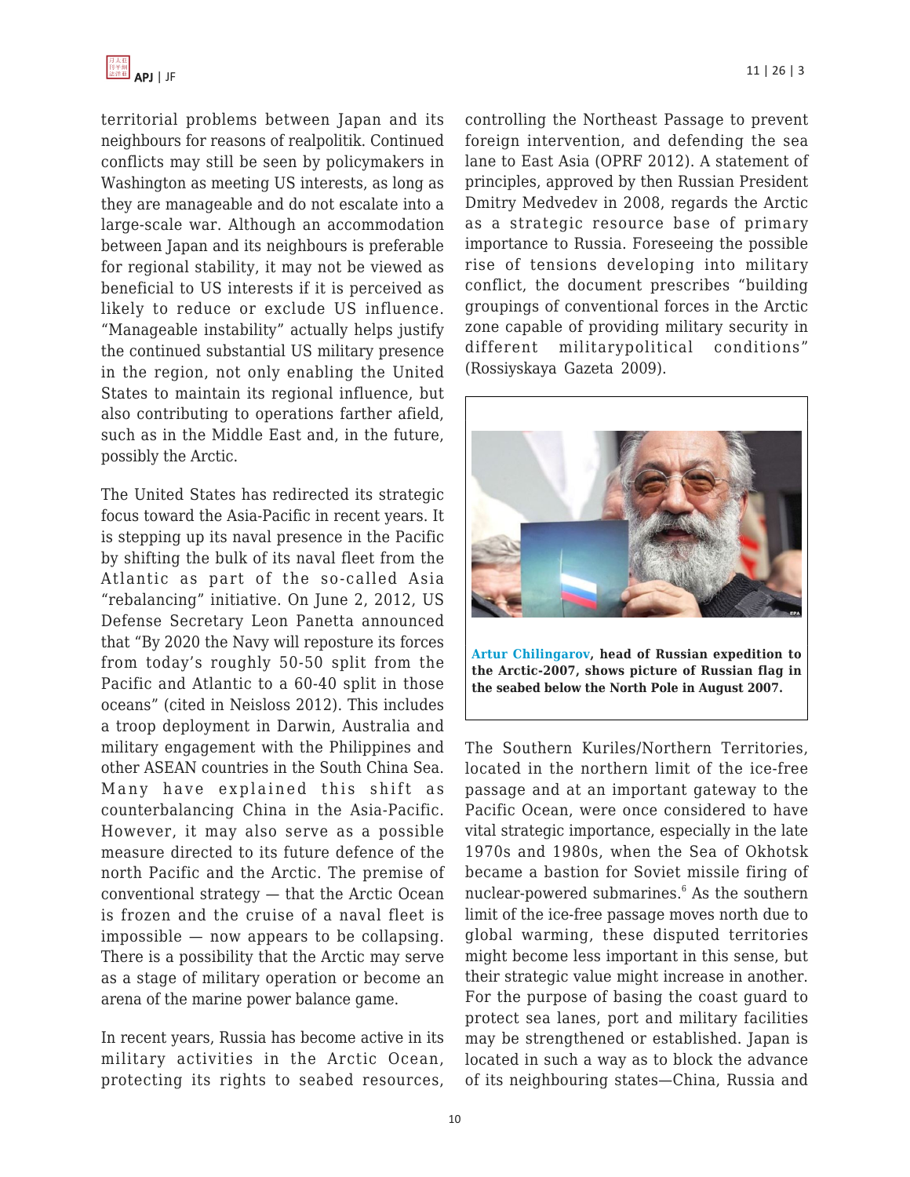territorial problems between Japan and its neighbours for reasons of realpolitik. Continued conflicts may still be seen by policymakers in Washington as meeting US interests, as long as they are manageable and do not escalate into a large-scale war. Although an accommodation between Japan and its neighbours is preferable for regional stability, it may not be viewed as beneficial to US interests if it is perceived as likely to reduce or exclude US influence. "Manageable instability" actually helps justify the continued substantial US military presence in the region, not only enabling the United States to maintain its regional influence, but also contributing to operations farther afield, such as in the Middle East and, in the future, possibly the Arctic.

The United States has redirected its strategic focus toward the Asia-Pacific in recent years. It is stepping up its naval presence in the Pacific by shifting the bulk of its naval fleet from the Atlantic as part of the so-called Asia "rebalancing" initiative. On June 2, 2012, US Defense Secretary Leon Panetta announced that "By 2020 the Navy will reposture its forces from today's roughly 50-50 split from the Pacific and Atlantic to a 60-40 split in those oceans" (cited in Neisloss 2012). This includes a troop deployment in Darwin, Australia and military engagement with the Philippines and other ASEAN countries in the South China Sea. Many have explained this shift as counterbalancing China in the Asia-Pacific. However, it may also serve as a possible measure directed to its future defence of the north Pacific and the Arctic. The premise of conventional strategy — that the Arctic Ocean is frozen and the cruise of a naval fleet is impossible — now appears to be collapsing. There is a possibility that the Arctic may serve as a stage of military operation or become an arena of the marine power balance game.

In recent years, Russia has become active in its military activities in the Arctic Ocean, protecting its rights to seabed resources, controlling the Northeast Passage to prevent foreign intervention, and defending the sea lane to East Asia (OPRF 2012). A statement of principles, approved by then Russian President Dmitry Medvedev in 2008, regards the Arctic as a strategic resource base of primary importance to Russia. Foreseeing the possible rise of tensions developing into military conflict, the document prescribes "building groupings of conventional forces in the Arctic zone capable of providing military security in different militarypolitical conditions" (Rossiyskaya Gazeta 2009).

**Artur Chilingarov, head of Russian expedition to the Arctic-2007, shows picture of Russian flag in the seabed below the North Pole in August 2007.**

The Southern Kuriles/Northern Territories, located in the northern limit of the ice-free passage and at an important gateway to the Pacific Ocean, were once considered to have vital strategic importance, especially in the late 1970s and 1980s, when the Sea of Okhotsk became a bastion for Soviet missile firing of nuclear-powered submarines.[6] As the southern limit of the ice-free passage moves north due to global warming, these disputed territories might become less important in this sense, but their strategic value might increase in another. For the purpose of basing the coast guard to protect sea lanes, port and military facilities may be strengthened or established. Japan is located in such a way as to block the advance of its neighbouring states—China, Russia and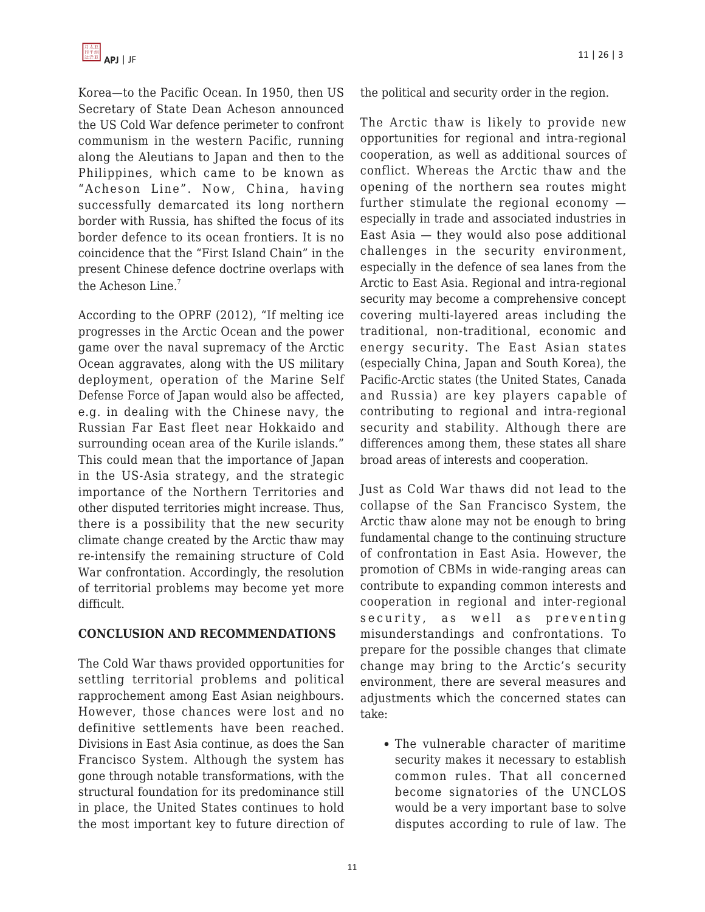Korea—to the Pacific Ocean. In 1950, then US Secretary of State Dean Acheson announced the US Cold War defence perimeter to confront communism in the western Pacific, running along the Aleutians to Japan and then to the Philippines, which came to be known as "Acheson Line". Now, China, having successfully demarcated its long northern border with Russia, has shifted the focus of its border defence to its ocean frontiers. It is no coincidence that the "First Island Chain" in the present Chinese defence doctrine overlaps with the Acheson Line.[7]

According to the OPRF (2012), "If melting ice progresses in the Arctic Ocean and the power game over the naval supremacy of the Arctic Ocean aggravates, along with the US military deployment, operation of the Marine Self Defense Force of Japan would also be affected, e.g. in dealing with the Chinese navy, the Russian Far East fleet near Hokkaido and surrounding ocean area of the Kurile islands." This could mean that the importance of Japan in the US-Asia strategy, and the strategic importance of the Northern Territories and other disputed territories might increase. Thus, there is a possibility that the new security climate change created by the Arctic thaw may re-intensify the remaining structure of Cold War confrontation. Accordingly, the resolution of territorial problems may become yet more difficult.

## CONCLUSION AND RECOMMENDATIONS

The Cold War thaws provided opportunities for settling territorial problems and political rapprochement among East Asian neighbours. However, those chances were lost and no definitive settlements have been reached. Divisions in East Asia continue, as does the San Francisco System. Although the system has gone through notable transformations, with the structural foundation for its predominance still in place, the United States continues to hold the most important key to future direction of the political and security order in the region.

The Arctic thaw is likely to provide new opportunities for regional and intra-regional cooperation, as well as additional sources of conflict. Whereas the Arctic thaw and the opening of the northern sea routes might further stimulate the regional economy — especially in trade and associated industries in East Asia — they would also pose additional challenges in the security environment, especially in the defence of sea lanes from the Arctic to East Asia. Regional and intra-regional security may become a comprehensive concept covering multi-layered areas including the traditional, non-traditional, economic and energy security. The East Asian states (especially China, Japan and South Korea), the Pacific-Arctic states (the United States, Canada and Russia) are key players capable of contributing to regional and intra-regional security and stability. Although there are differences among them, these states all share broad areas of interests and cooperation.

Just as Cold War thaws did not lead to the collapse of the San Francisco System, the Arctic thaw alone may not be enough to bring fundamental change to the continuing structure of confrontation in East Asia. However, the promotion of CBMs in wide-ranging areas can contribute to expanding common interests and cooperation in regional and inter-regional security, as well as preventing misunderstandings and confrontations. To prepare for the possible changes that climate change may bring to the Arctic's security environment, there are several measures and adjustments which the concerned states can take:

- The vulnerable character of maritime security makes it necessary to establish common rules. That all concerned become signatories of the UNCLOS would be a very important base to solve disputes according to rule of law. The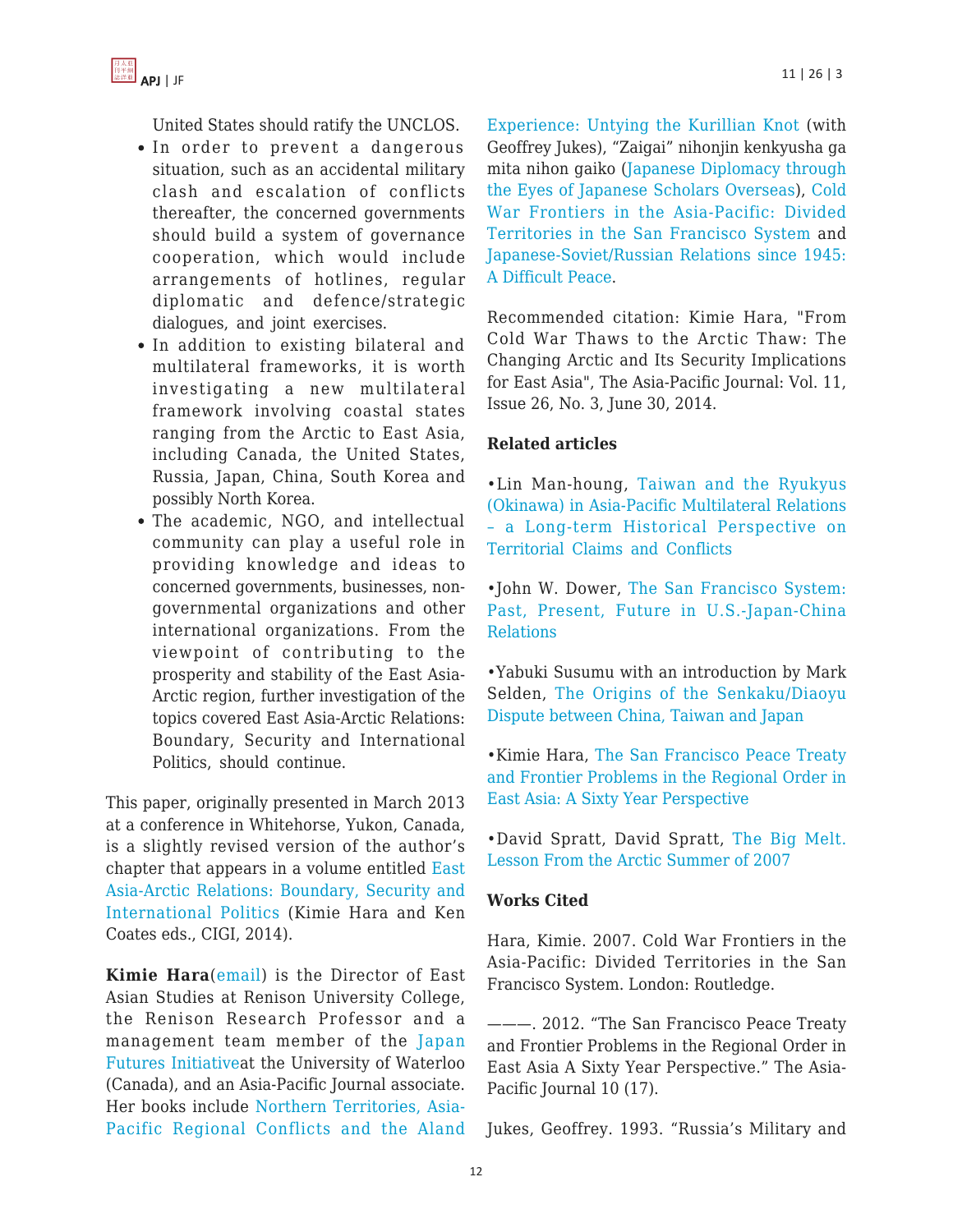United States should ratify the UNCLOS.

- In order to prevent a dangerous situation, such as an accidental military clash and escalation of conflicts thereafter, the concerned governments should build a system of governance cooperation, which would include arrangements of hotlines, regular diplomatic and defence/strategic dialogues, and joint exercises.
- In addition to existing bilateral and multilateral frameworks, it is worth investigating a new multilateral framework involving coastal states ranging from the Arctic to East Asia, including Canada, the United States, Russia, Japan, China, South Korea and possibly North Korea.
- The academic, NGO, and intellectual community can play a useful role in providing knowledge and ideas to concerned governments, businesses, non-governmental organizations and other international organizations. From the viewpoint of contributing to the prosperity and stability of the East Asia-Arctic region, further investigation of the topics covered East Asia-Arctic Relations: Boundary, Security and International Politics, should continue.

This paper, originally presented in March 2013 at a conference in Whitehorse, Yukon, Canada, is a slightly revised version of the author's chapter that appears in a volume entitled East Asia-Arctic Relations: Boundary, Security and International Politics (Kimie Hara and Ken Coates eds., CIGI, 2014).

**Kimie Hara**(email) is the Director of East Asian Studies at Renison University College, the Renison Research Professor and a management team member of the Japan Futures Initiativeat the University of Waterloo (Canada), and an Asia-Pacific Journal associate. Her books include Northern Territories, Asia-Pacific Regional Conflicts and the Aland Experience: Untying the Kurillian Knot (with Geoffrey Jukes), "Zaigai" nihonjin kenkyusha ga mita nihon gaiko (Japanese Diplomacy through the Eyes of Japanese Scholars Overseas), Cold War Frontiers in the Asia-Pacific: Divided Territories in the San Francisco System and Japanese-Soviet/Russian Relations since 1945: A Difficult Peace.

Recommended citation: Kimie Hara, "From Cold War Thaws to the Arctic Thaw: The Changing Arctic and Its Security Implications for East Asia", The Asia-Pacific Journal: Vol. 11, Issue 26, No. 3, June 30, 2014.

**Related articles**

•Lin Man-houng, Taiwan and the Ryukyus (Okinawa) in Asia-Pacific Multilateral Relations – a Long-term Historical Perspective on Territorial Claims and Conflicts

•John W. Dower, The San Francisco System: Past, Present, Future in U.S.-Japan-China Relations

•Yabuki Susumu with an introduction by Mark Selden, The Origins of the Senkaku/Diaoyu Dispute between China, Taiwan and Japan

•Kimie Hara, The San Francisco Peace Treaty and Frontier Problems in the Regional Order in East Asia: A Sixty Year Perspective

•David Spratt, David Spratt, The Big Melt. Lesson From the Arctic Summer of 2007

**Works Cited**

Hara, Kimie. 2007. Cold War Frontiers in the Asia-Pacific: Divided Territories in the San Francisco System. London: Routledge.

———. 2012. "The San Francisco Peace Treaty and Frontier Problems in the Regional Order in East Asia A Sixty Year Perspective." The Asia-Pacific Journal 10 (17).

Jukes, Geoffrey. 1993. "Russia's Military and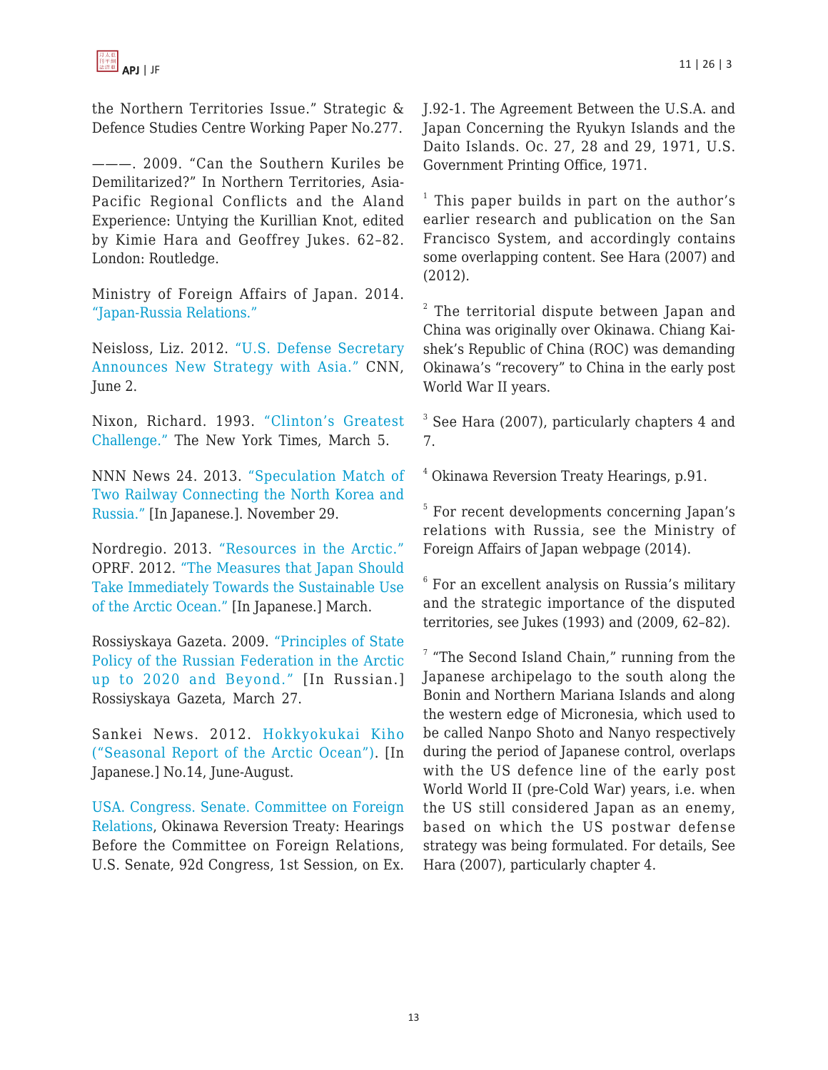the Northern Territories Issue." Strategic & Defence Studies Centre Working Paper No.277.

———. 2009. "Can the Southern Kuriles be Demilitarized?" In Northern Territories, Asia-Pacific Regional Conflicts and the Aland Experience: Untying the Kurillian Knot, edited by Kimie Hara and Geoffrey Jukes. 62–82. London: Routledge.

Ministry of Foreign Affairs of Japan. 2014. "Japan-Russia Relations."

Neisloss, Liz. 2012. "U.S. Defense Secretary Announces New Strategy with Asia." CNN, June 2.

Nixon, Richard. 1993. "Clinton's Greatest Challenge." The New York Times, March 5.

NNN News 24. 2013. "Speculation Match of Two Railway Connecting the North Korea and Russia." [In Japanese.]. November 29.

Nordregio. 2013. "Resources in the Arctic."

OPRF. 2012. "The Measures that Japan Should Take Immediately Towards the Sustainable Use of the Arctic Ocean." [In Japanese.] March.

Rossiyskaya Gazeta. 2009. "Principles of State Policy of the Russian Federation in the Arctic up to 2020 and Beyond." [In Russian.] Rossiyskaya Gazeta, March 27.

Sankei News. 2012. Hokkyokukai Kiho ("Seasonal Report of the Arctic Ocean"). [In Japanese.] No.14, June-August.

USA. Congress. Senate. Committee on Foreign Relations, Okinawa Reversion Treaty: Hearings Before the Committee on Foreign Relations, U.S. Senate, 92d Congress, 1st Session, on Ex. J.92-1. The Agreement Between the U.S.A. and Japan Concerning the Ryukyn Islands and the Daito Islands. Oc. 27, 28 and 29, 1971, U.S. Government Printing Office, 1971.

[1] This paper builds in part on the author's earlier research and publication on the San Francisco System, and accordingly contains some overlapping content. See Hara (2007) and (2012).

[2] The territorial dispute between Japan and China was originally over Okinawa. Chiang Kai-shek's Republic of China (ROC) was demanding Okinawa's "recovery" to China in the early post World War II years.

[3] See Hara (2007), particularly chapters 4 and 7.

[4] Okinawa Reversion Treaty Hearings, p.91.

[5] For recent developments concerning Japan's relations with Russia, see the Ministry of Foreign Affairs of Japan webpage (2014).

[6] For an excellent analysis on Russia's military and the strategic importance of the disputed territories, see Jukes (1993) and (2009, 62–82).

[7] "The Second Island Chain," running from the Japanese archipelago to the south along the Bonin and Northern Mariana Islands and along the western edge of Micronesia, which used to be called Nanpo Shoto and Nanyo respectively during the period of Japanese control, overlaps with the US defence line of the early post World World II (pre-Cold War) years, i.e. when the US still considered Japan as an enemy, based on which the US postwar defense strategy was being formulated. For details, See Hara (2007), particularly chapter 4.